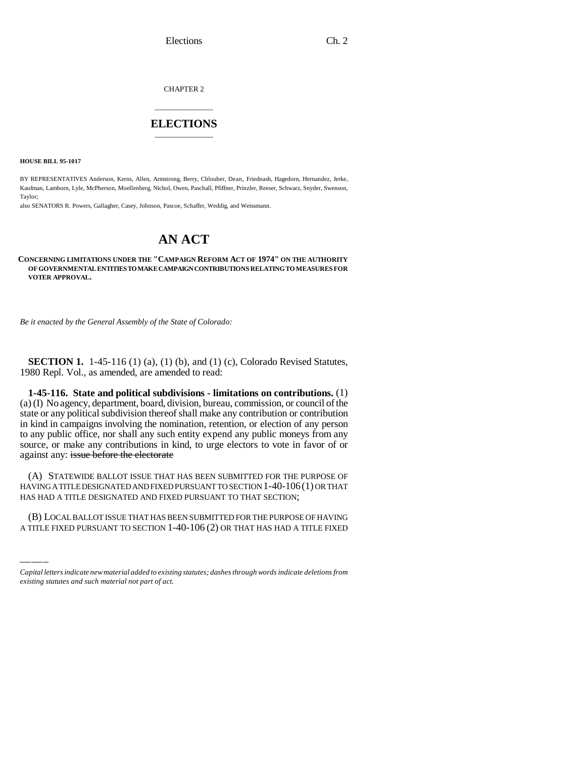CHAPTER 2

# ELECTIONS

**HOUSE BILL 95-1017**

BY REPRESENTATIVES Anderson, Kerns, Allen, Armstrong, Berry, Chlouber, Dean, Friednash, Hagedorn, Hernandez, Jerke, Kaufman, Lamborn, Lyle, McPherson, Moellenberg, Nichol, Owen, Paschall, Pfiffner, Prinzler, Reeser, Schwarz, Snyder, Swenson, Taylor;

also SENATORS R. Powers, Gallagher, Casey, Johnson, Pascoe, Schaffer, Weddig, and Weissmann.

# AN ACT

**CONCERNING LIMITATIONS UNDER THE "CAMPAIGN REFORM ACT OF 1974" ON THE AUTHORITY OF GOVERNMENTAL ENTITIES TO MAKE CAMPAIGN CONTRIBUTIONS RELATING TO MEASURES FOR VOTER APPROVAL.**

*Be it enacted by the General Assembly of the State of Colorado:*

**SECTION 1.** 1-45-116 (1) (a), (1) (b), and (1) (c), Colorado Revised Statutes, 1980 Repl. Vol., as amended, are amended to read:

**1-45-116. State and political subdivisions - limitations on contributions.** (1) (a) (I) No agency, department, board, division, bureau, commission, or council of the state or any political subdivision thereof shall make any contribution or contribution in kind in campaigns involving the nomination, retention, or election of any person to any public office, nor shall any such entity expend any public moneys from any source, or make any contributions in kind, to urge electors to vote in favor of or against any: ~~issue before the electorate~~

(A) STATEWIDE BALLOT ISSUE THAT HAS BEEN SUBMITTED FOR THE PURPOSE OF HAVING A TITLE DESIGNATED AND FIXED PURSUANT TO SECTION 1-40-106 (1) OR THAT HAS HAD A TITLE DESIGNATED AND FIXED PURSUANT TO THAT SECTION;

(B) LOCAL BALLOT ISSUE THAT HAS BEEN SUBMITTED FOR THE PURPOSE OF HAVING A TITLE FIXED PURSUANT TO SECTION 1-40-106 (2) OR THAT HAS HAD A TITLE FIXED

*Capital letters indicate new material added to existing statutes; dashes through words indicate deletions from existing statutes and such material not part of act.*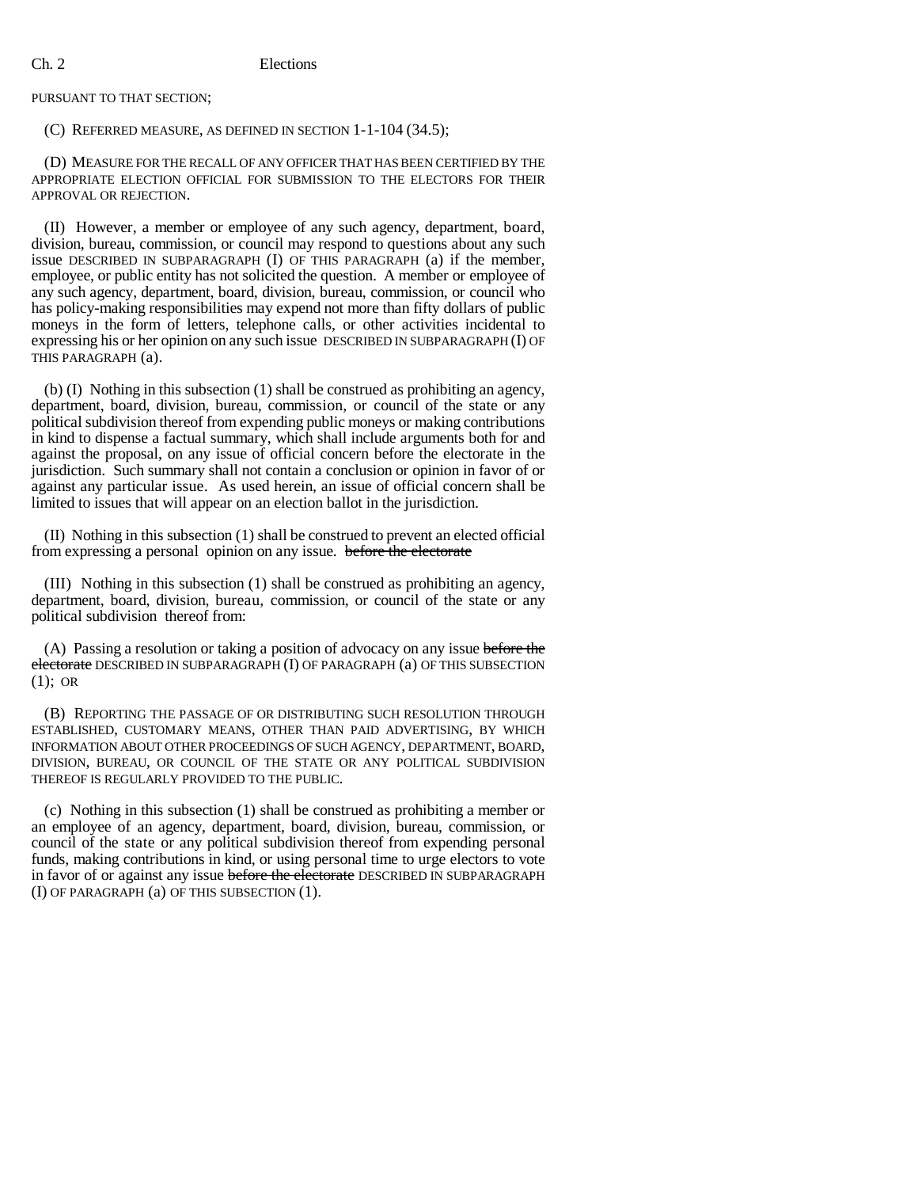PURSUANT TO THAT SECTION;

(C) REFERRED MEASURE, AS DEFINED IN SECTION 1-1-104 (34.5);

(D) MEASURE FOR THE RECALL OF ANY OFFICER THAT HAS BEEN CERTIFIED BY THE APPROPRIATE ELECTION OFFICIAL FOR SUBMISSION TO THE ELECTORS FOR THEIR APPROVAL OR REJECTION.

(II) However, a member or employee of any such agency, department, board, division, bureau, commission, or council may respond to questions about any such issue DESCRIBED IN SUBPARAGRAPH (I) OF THIS PARAGRAPH (a) if the member, employee, or public entity has not solicited the question. A member or employee of any such agency, department, board, division, bureau, commission, or council who has policy-making responsibilities may expend not more than fifty dollars of public moneys in the form of letters, telephone calls, or other activities incidental to expressing his or her opinion on any such issue DESCRIBED IN SUBPARAGRAPH (I) OF THIS PARAGRAPH (a).

(b) (I) Nothing in this subsection (1) shall be construed as prohibiting an agency, department, board, division, bureau, commission, or council of the state or any political subdivision thereof from expending public moneys or making contributions in kind to dispense a factual summary, which shall include arguments both for and against the proposal, on any issue of official concern before the electorate in the jurisdiction. Such summary shall not contain a conclusion or opinion in favor of or against any particular issue. As used herein, an issue of official concern shall be limited to issues that will appear on an election ballot in the jurisdiction.

(II) Nothing in this subsection (1) shall be construed to prevent an elected official from expressing a personal opinion on any issue. ~~before the electorate~~

(III) Nothing in this subsection (1) shall be construed as prohibiting an agency, department, board, division, bureau, commission, or council of the state or any political subdivision thereof from:

(A) Passing a resolution or taking a position of advocacy on any issue ~~before the electorate~~ DESCRIBED IN SUBPARAGRAPH (I) OF PARAGRAPH (a) OF THIS SUBSECTION (1); OR

(B) REPORTING THE PASSAGE OF OR DISTRIBUTING SUCH RESOLUTION THROUGH ESTABLISHED, CUSTOMARY MEANS, OTHER THAN PAID ADVERTISING, BY WHICH INFORMATION ABOUT OTHER PROCEEDINGS OF SUCH AGENCY, DEPARTMENT, BOARD, DIVISION, BUREAU, OR COUNCIL OF THE STATE OR ANY POLITICAL SUBDIVISION THEREOF IS REGULARLY PROVIDED TO THE PUBLIC.

(c) Nothing in this subsection (1) shall be construed as prohibiting a member or an employee of an agency, department, board, division, bureau, commission, or council of the state or any political subdivision thereof from expending personal funds, making contributions in kind, or using personal time to urge electors to vote in favor of or against any issue ~~before the electorate~~ DESCRIBED IN SUBPARAGRAPH (I) OF PARAGRAPH (a) OF THIS SUBSECTION (1).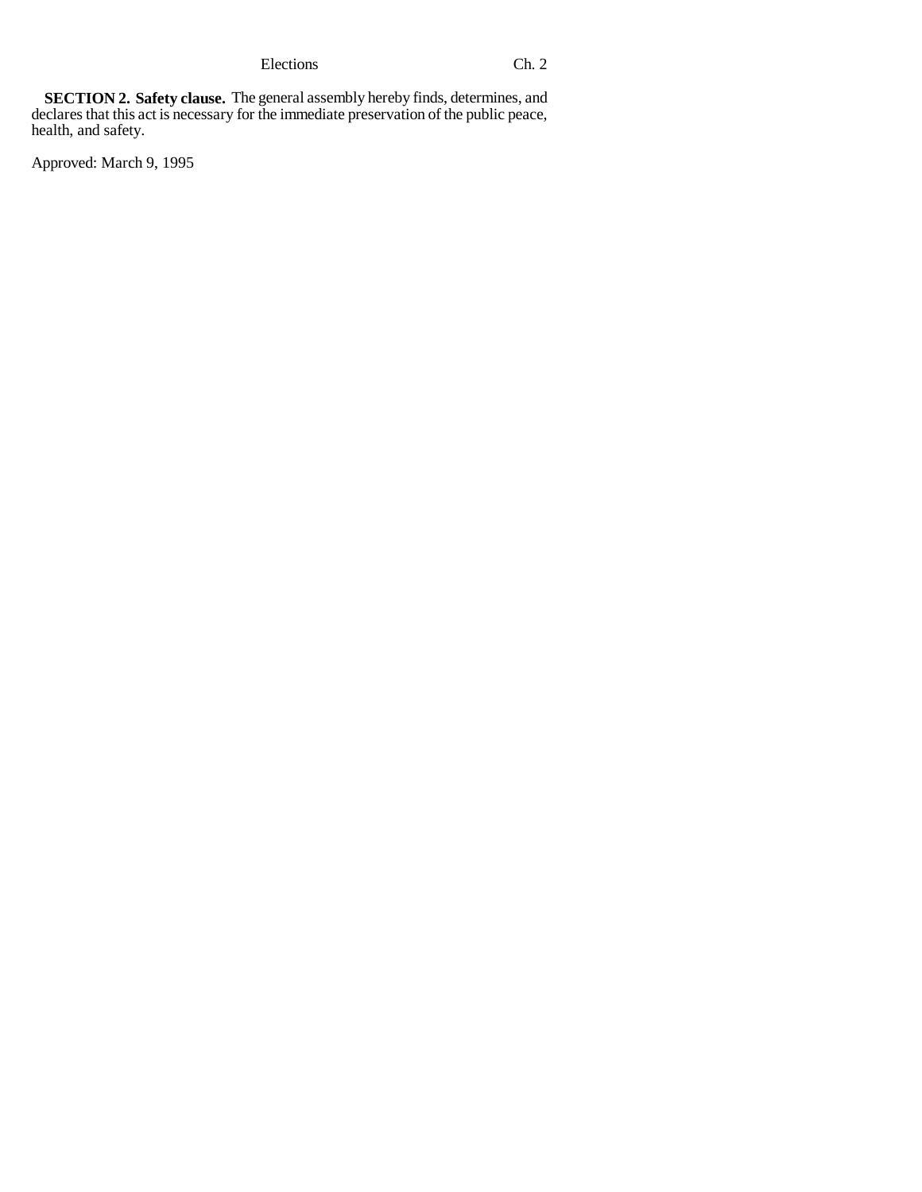**SECTION 2. Safety clause.** The general assembly hereby finds, determines, and declares that this act is necessary for the immediate preservation of the public peace, health, and safety.

Approved: March 9, 1995